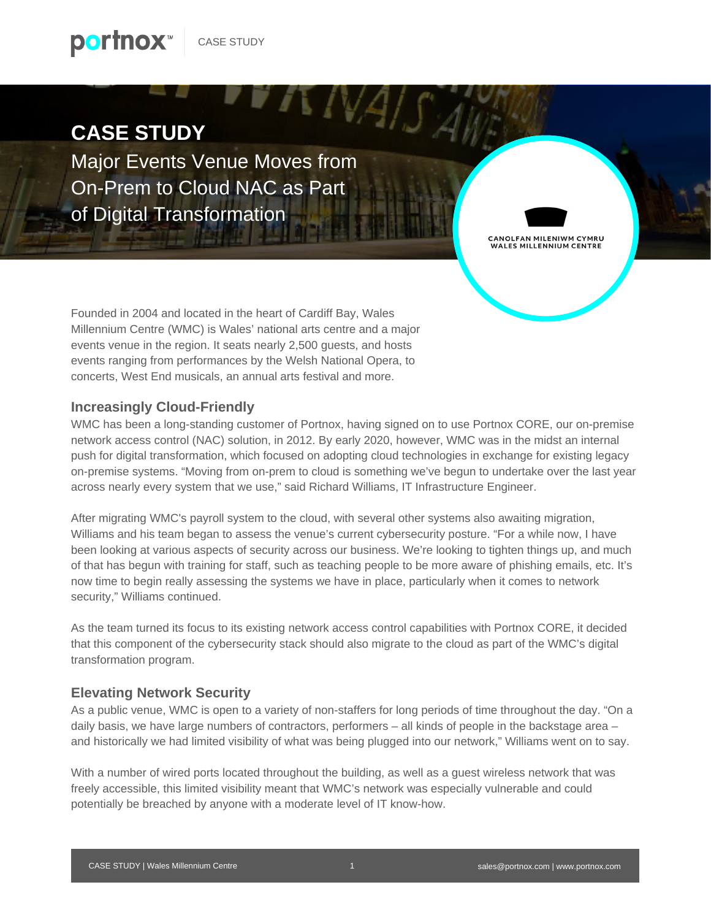# CASE STUDY

## Major Events Venue Moves from On-Prem to Cloud NAC as Part of Digital Transformation

CANOLFAN MILENIWM CYMRU
WALES MILLENNIUM CENTRE

Founded in 2004 and located in the heart of Cardiff Bay, Wales Millennium Centre (WMC) is Wales' national arts centre and a major events venue in the region. It seats nearly 2,500 guests, and hosts events ranging from performances by the Welsh National Opera, to concerts, West End musicals, an annual arts festival and more.

### Increasingly Cloud-Friendly

WMC has been a long-standing customer of Portnox, having signed on to use Portnox CORE, our on-premise network access control (NAC) solution, in 2012. By early 2020, however, WMC was in the midst an internal push for digital transformation, which focused on adopting cloud technologies in exchange for existing legacy on-premise systems. "Moving from on-prem to cloud is something we've begun to undertake over the last year across nearly every system that we use," said Richard Williams, IT Infrastructure Engineer.

After migrating WMC's payroll system to the cloud, with several other systems also awaiting migration, Williams and his team began to assess the venue's current cybersecurity posture. "For a while now, I have been looking at various aspects of security across our business. We're looking to tighten things up, and much of that has begun with training for staff, such as teaching people to be more aware of phishing emails, etc. It's now time to begin really assessing the systems we have in place, particularly when it comes to network security," Williams continued.

As the team turned its focus to its existing network access control capabilities with Portnox CORE, it decided that this component of the cybersecurity stack should also migrate to the cloud as part of the WMC's digital transformation program.

### Elevating Network Security

As a public venue, WMC is open to a variety of non-staffers for long periods of time throughout the day. "On a daily basis, we have large numbers of contractors, performers – all kinds of people in the backstage area – and historically we had limited visibility of what was being plugged into our network," Williams went on to say.

With a number of wired ports located throughout the building, as well as a guest wireless network that was freely accessible, this limited visibility meant that WMC's network was especially vulnerable and could potentially be breached by anyone with a moderate level of IT know-how.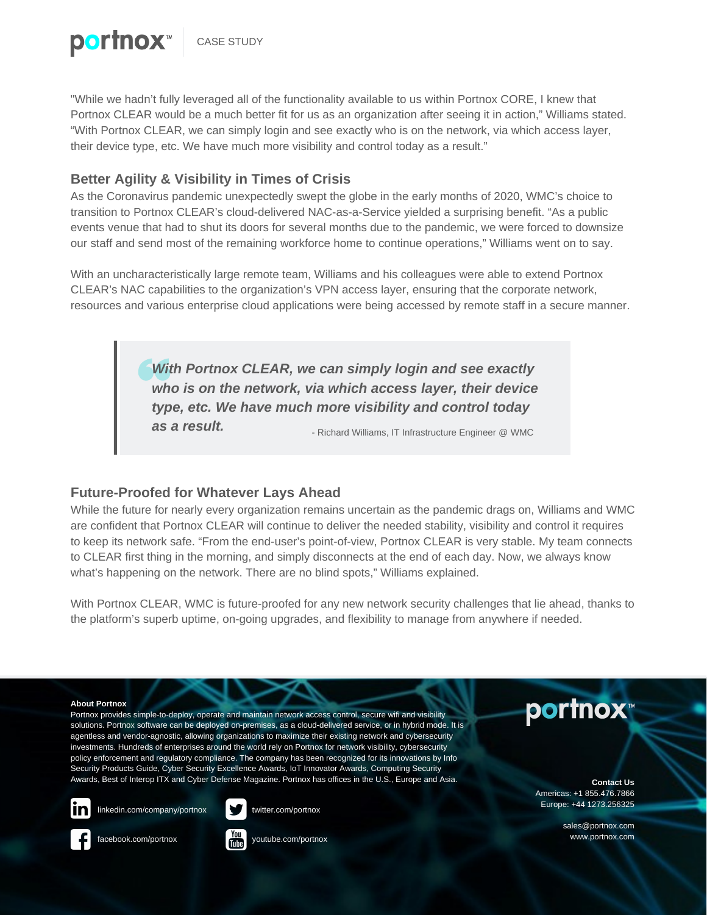"While we hadn't fully leveraged all of the functionality available to us within Portnox CORE, I knew that Portnox CLEAR would be a much better fit for us as an organization after seeing it in action," Williams stated. "With Portnox CLEAR, we can simply login and see exactly who is on the network, via which access layer, their device type, etc. We have much more visibility and control today as a result."

### Better Agility & Visibility in Times of Crisis

As the Coronavirus pandemic unexpectedly swept the globe in the early months of 2020, WMC's choice to transition to Portnox CLEAR's cloud-delivered NAC-as-a-Service yielded a surprising benefit. "As a public events venue that had to shut its doors for several months due to the pandemic, we were forced to downsize our staff and send most of the remaining workforce home to continue operations," Williams went on to say.

With an uncharacteristically large remote team, Williams and his colleagues were able to extend Portnox CLEAR's NAC capabilities to the organization's VPN access layer, ensuring that the corporate network, resources and various enterprise cloud applications were being accessed by remote staff in a secure manner.

> ***With Portnox CLEAR, we can simply login and see exactly who is on the network, via which access layer, their device type, etc. We have much more visibility and control today as a result.***
>
> \- Richard Williams, IT Infrastructure Engineer @ WMC

### Future-Proofed for Whatever Lays Ahead

While the future for nearly every organization remains uncertain as the pandemic drags on, Williams and WMC are confident that Portnox CLEAR will continue to deliver the needed stability, visibility and control it requires to keep its network safe. "From the end-user's point-of-view, Portnox CLEAR is very stable. My team connects to CLEAR first thing in the morning, and simply disconnects at the end of each day. Now, we always know what's happening on the network. There are no blind spots," Williams explained.

With Portnox CLEAR, WMC is future-proofed for any new network security challenges that lie ahead, thanks to the platform's superb uptime, on-going upgrades, and flexibility to manage from anywhere if needed.

**About Portnox**

Portnox provides simple-to-deploy, operate and maintain network access control, secure wifi and visibility solutions. Portnox software can be deployed on-premises, as a cloud-delivered service, or in hybrid mode. It is agentless and vendor-agnostic, allowing organizations to maximize their existing network and cybersecurity investments. Hundreds of enterprises around the world rely on Portnox for network visibility, cybersecurity policy enforcement and regulatory compliance. The company has been recognized for its innovations by Info Security Products Guide, Cyber Security Excellence Awards, IoT Innovator Awards, Computing Security Awards, Best of Interop ITX and Cyber Defense Magazine. Portnox has offices in the U.S., Europe and Asia.

linkedin.com/company/portnox

twitter.com/portnox

facebook.com/portnox

youtube.com/portnox

**Contact Us**

Americas: +1 855.476.7866

Europe: +44 1273.256325

sales@portnox.com

www.portnox.com